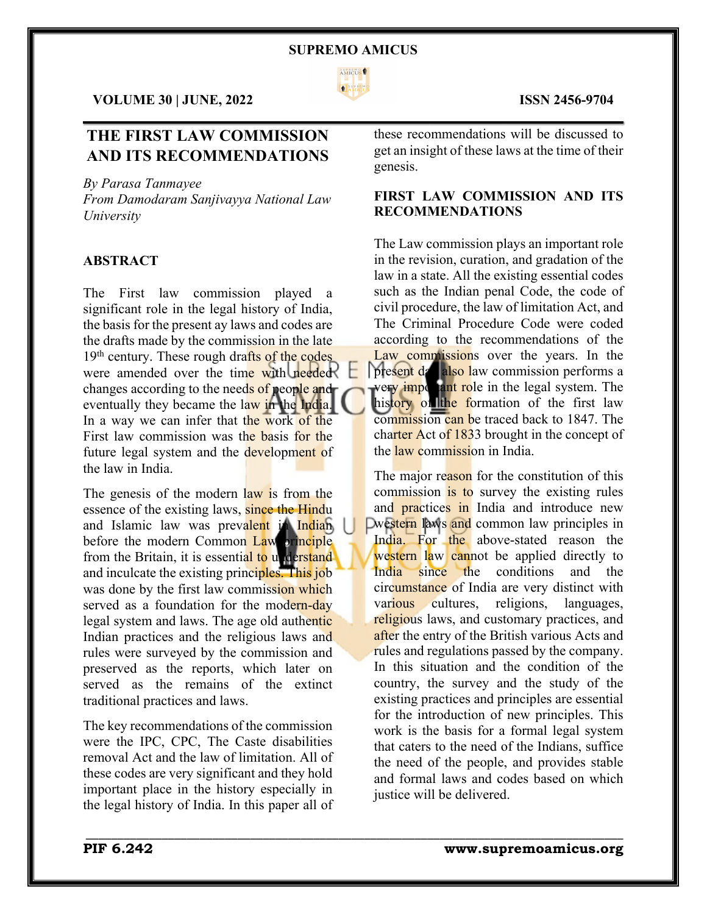# THE FIRST LAW COMMISSION AND ITS RECOMMENDATIONS

*By Parasa Tanmayee*
*From Damodaram Sanjivayya National Law University*

## ABSTRACT

The First law commission played a significant role in the legal history of India, the basis for the present ay laws and codes are the drafts made by the commission in the late 19th century. These rough drafts of the codes were amended over the time with needed changes according to the needs of people and eventually they became the law in the India. In a way we can infer that the work of the First law commission was the basis for the future legal system and the development of the law in India.

The genesis of the modern law is from the essence of the existing laws, since the Hindu and Islamic law was prevalent in Indian before the modern Common Law principle from the Britain, it is essential to understand and inculcate the existing principles. This job was done by the first law commission which served as a foundation for the modern-day legal system and laws. The age old authentic Indian practices and the religious laws and rules were surveyed by the commission and preserved as the reports, which later on served as the remains of the extinct traditional practices and laws.

The key recommendations of the commission were the IPC, CPC, The Caste disabilities removal Act and the law of limitation. All of these codes are very significant and they hold important place in the history especially in the legal history of India. In this paper all of these recommendations will be discussed to get an insight of these laws at the time of their genesis.

## FIRST LAW COMMISSION AND ITS RECOMMENDATIONS

The Law commission plays an important role in the revision, curation, and gradation of the law in a state. All the existing essential codes such as the Indian penal Code, the code of civil procedure, the law of limitation Act, and The Criminal Procedure Code were coded according to the recommendations of the Law commissions over the years. In the present day also law commission performs a very important role in the legal system. The history of the formation of the first law commission can be traced back to 1847. The charter Act of 1833 brought in the concept of the law commission in India.

The major reason for the constitution of this commission is to survey the existing rules and practices in India and introduce new western laws and common law principles in India. For the above-stated reason the western law cannot be applied directly to India since the conditions and the circumstance of India are very distinct with various cultures, religions, languages, religious laws, and customary practices, and after the entry of the British various Acts and rules and regulations passed by the company. In this situation and the condition of the country, the survey and the study of the existing practices and principles are essential for the introduction of new principles. This work is the basis for a formal legal system that caters to the need of the Indians, suffice the need of the people, and provides stable and formal laws and codes based on which justice will be delivered.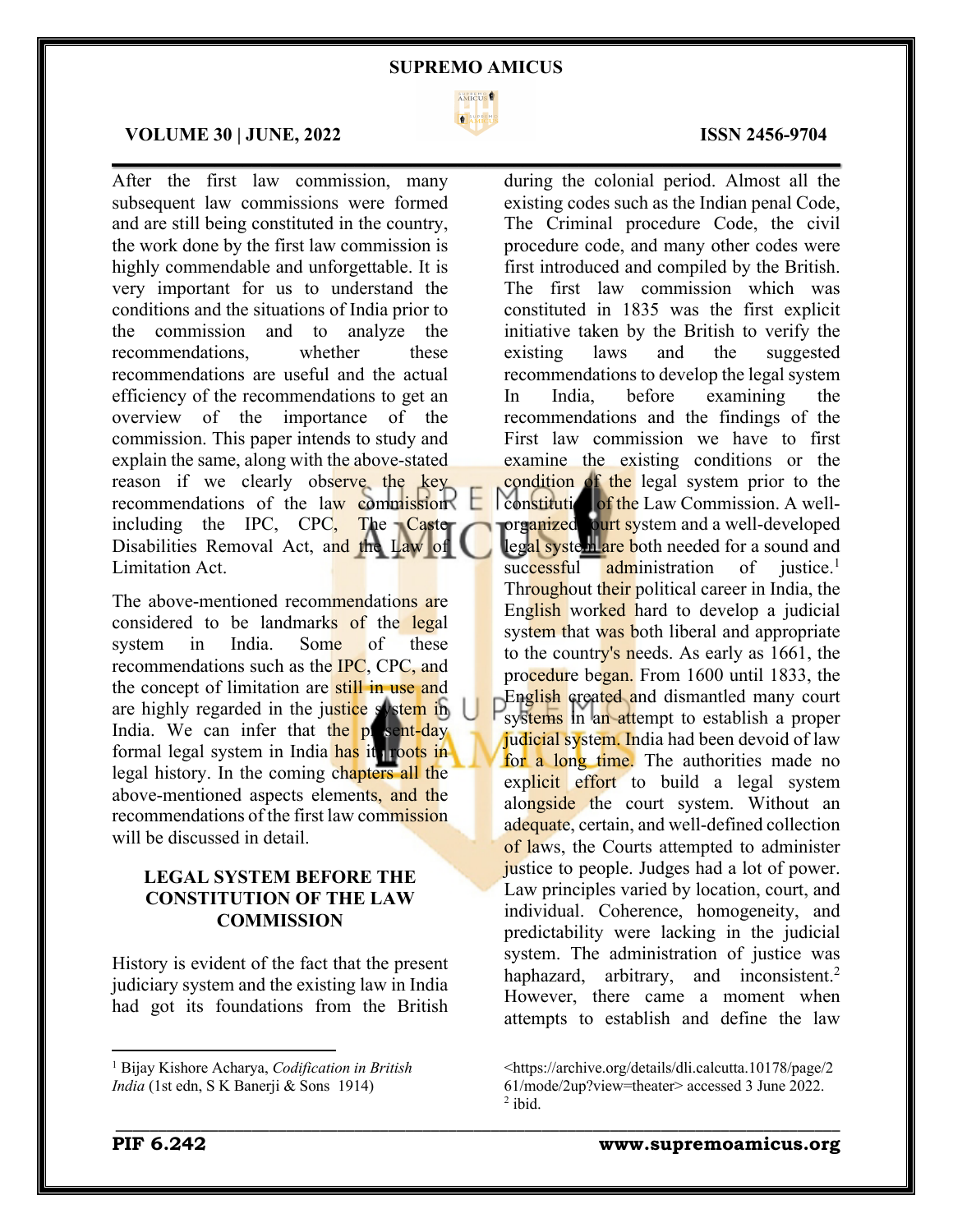After the first law commission, many subsequent law commissions were formed and are still being constituted in the country, the work done by the first law commission is highly commendable and unforgettable. It is very important for us to understand the conditions and the situations of India prior to the commission and to analyze the recommendations, whether these recommendations are useful and the actual efficiency of the recommendations to get an overview of the importance of the commission. This paper intends to study and explain the same, along with the above-stated reason if we clearly observe the key recommendations of the law commission including the IPC, CPC, The Caste Disabilities Removal Act, and the Law of Limitation Act.

The above-mentioned recommendations are considered to be landmarks of the legal system in India. Some of these recommendations such as the IPC, CPC, and the concept of limitation are still in use and are highly regarded in the justice system in India. We can infer that the present-day formal legal system in India has its roots in legal history. In the coming chapters all the above-mentioned aspects elements, and the recommendations of the first law commission will be discussed in detail.

## LEGAL SYSTEM BEFORE THE CONSTITUTION OF THE LAW COMMISSION

History is evident of the fact that the present judiciary system and the existing law in India had got its foundations from the British during the colonial period. Almost all the existing codes such as the Indian penal Code, The Criminal procedure Code, the civil procedure code, and many other codes were first introduced and compiled by the British. The first law commission which was constituted in 1835 was the first explicit initiative taken by the British to verify the existing laws and the suggested recommendations to develop the legal system In India, before examining the recommendations and the findings of the First law commission we have to first examine the existing conditions or the condition of the legal system prior to the constitution of the Law Commission. A well-organized court system and a well-developed legal system are both needed for a sound and successful administration of justice.[1] Throughout their political career in India, the English worked hard to develop a judicial system that was both liberal and appropriate to the country's needs. As early as 1661, the procedure began. From 1600 until 1833, the English created and dismantled many court systems in an attempt to establish a proper judicial system. India had been devoid of law for a long time. The authorities made no explicit effort to build a legal system alongside the court system. Without an adequate, certain, and well-defined collection of laws, the Courts attempted to administer justice to people. Judges had a lot of power. Law principles varied by location, court, and individual. Coherence, homogeneity, and predictability were lacking in the judicial system. The administration of justice was haphazard, arbitrary, and inconsistent.[2] However, there came a moment when attempts to establish and define the law

---

[1] Bijay Kishore Acharya, *Codification in British India* (1st edn, S K Banerji & Sons 1914) <https://archive.org/details/dli.calcutta.10178/page/261/mode/2up?view=theater> accessed 3 June 2022.

[2] ibid.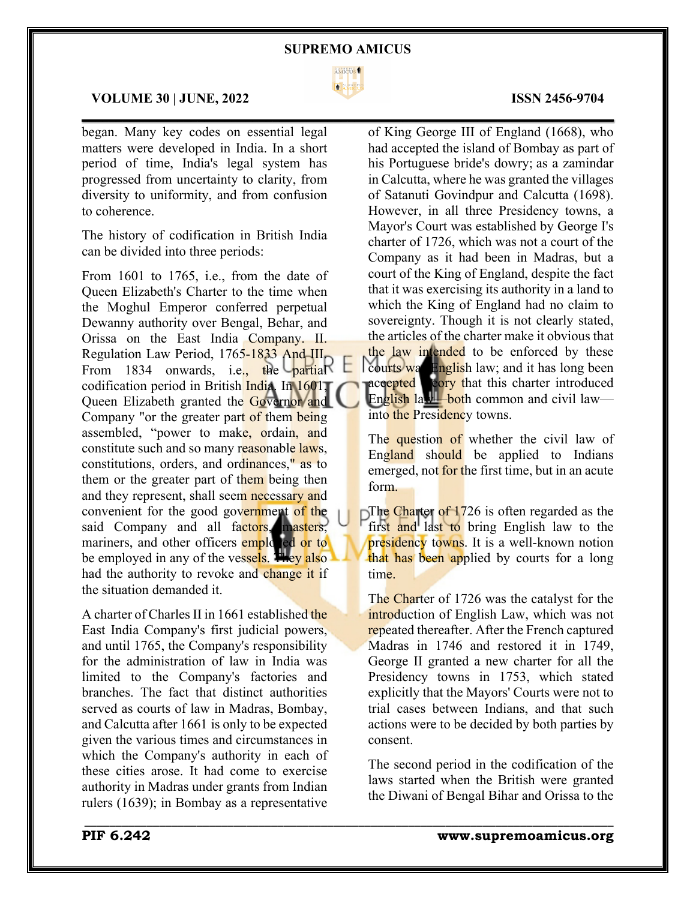began. Many key codes on essential legal matters were developed in India. In a short period of time, India's legal system has progressed from uncertainty to clarity, from diversity to uniformity, and from confusion to coherence.

The history of codification in British India can be divided into three periods:

From 1601 to 1765, i.e., from the date of Queen Elizabeth's Charter to the time when the Moghul Emperor conferred perpetual Dewanny authority over Bengal, Behar, and Orissa on the East India Company. II. Regulation Law Period, 1765-1833 And III. From 1834 onwards, i.e., the partial codification period in British India. In 1601, Queen Elizabeth granted the Governor and Company "or the greater part of them being assembled, "power to make, ordain, and constitute such and so many reasonable laws, constitutions, orders, and ordinances," as to them or the greater part of them being then and they represent, shall seem necessary and convenient for the good government of the said Company and all factors, masters, mariners, and other officers employed or to be employed in any of the vessels. They also had the authority to revoke and change it if the situation demanded it.

A charter of Charles II in 1661 established the East India Company's first judicial powers, and until 1765, the Company's responsibility for the administration of law in India was limited to the Company's factories and branches. The fact that distinct authorities served as courts of law in Madras, Bombay, and Calcutta after 1661 is only to be expected given the various times and circumstances in which the Company's authority in each of these cities arose. It had come to exercise authority in Madras under grants from Indian rulers (1639); in Bombay as a representative of King George III of England (1668), who had accepted the island of Bombay as part of his Portuguese bride's dowry; as a zamindar in Calcutta, where he was granted the villages of Satanuti Govindpur and Calcutta (1698). However, in all three Presidency towns, a Mayor's Court was established by George I's charter of 1726, which was not a court of the Company as it had been in Madras, but a court of the King of England, despite the fact that it was exercising its authority in a land to which the King of England had no claim to sovereignty. Though it is not clearly stated, the articles of the charter make it obvious that the law intended to be enforced by these courts was English law; and it has long been accepted theory that this charter introduced English law—both common and civil law—into the Presidency towns.

The question of whether the civil law of England should be applied to Indians emerged, not for the first time, but in an acute form.

The Charter of 1726 is often regarded as the first and last to bring English law to the presidency towns. It is a well-known notion that has been applied by courts for a long time.

The Charter of 1726 was the catalyst for the introduction of English Law, which was not repeated thereafter. After the French captured Madras in 1746 and restored it in 1749, George II granted a new charter for all the Presidency towns in 1753, which stated explicitly that the Mayors' Courts were not to trial cases between Indians, and that such actions were to be decided by both parties by consent.

The second period in the codification of the laws started when the British were granted the Diwani of Bengal Bihar and Orissa to the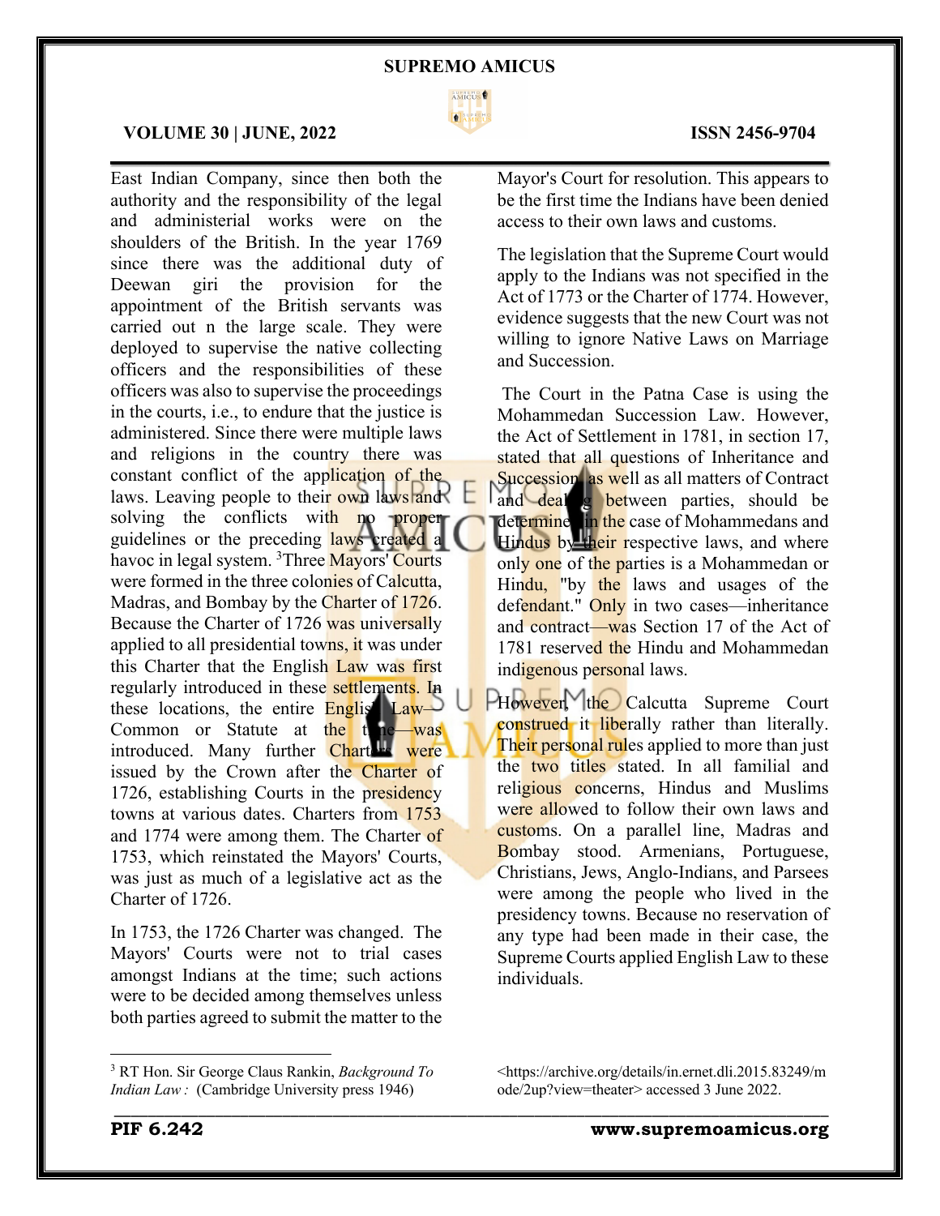East Indian Company, since then both the authority and the responsibility of the legal and administerial works were on the shoulders of the British. In the year 1769 since there was the additional duty of Deewan giri the provision for the appointment of the British servants was carried out n the large scale. They were deployed to supervise the native collecting officers and the responsibilities of these officers was also to supervise the proceedings in the courts, i.e., to endure that the justice is administered. Since there were multiple laws and religions in the country there was constant conflict of the application of the laws. Leaving people to their own laws and solving the conflicts with no proper guidelines or the preceding laws created a havoc in legal system. [3]Three Mayors' Courts were formed in the three colonies of Calcutta, Madras, and Bombay by the Charter of 1726. Because the Charter of 1726 was universally applied to all presidential towns, it was under this Charter that the English Law was first regularly introduced in these settlements. In these locations, the entire English Law—Common or Statute at the time—was introduced. Many further Charters were issued by the Crown after the Charter of 1726, establishing Courts in the presidency towns at various dates. Charters from 1753 and 1774 were among them. The Charter of 1753, which reinstated the Mayors' Courts, was just as much of a legislative act as the Charter of 1726.

In 1753, the 1726 Charter was changed. The Mayors' Courts were not to trial cases amongst Indians at the time; such actions were to be decided among themselves unless both parties agreed to submit the matter to the Mayor's Court for resolution. This appears to be the first time the Indians have been denied access to their own laws and customs.

The legislation that the Supreme Court would apply to the Indians was not specified in the Act of 1773 or the Charter of 1774. However, evidence suggests that the new Court was not willing to ignore Native Laws on Marriage and Succession.

The Court in the Patna Case is using the Mohammedan Succession Law. However, the Act of Settlement in 1781, in section 17, stated that all questions of Inheritance and Succession as well as all matters of Contract and dealing between parties, should be determined in the case of Mohammedans and Hindus by their respective laws, and where only one of the parties is a Mohammedan or Hindu, "by the laws and usages of the defendant." Only in two cases—inheritance and contract—was Section 17 of the Act of 1781 reserved the Hindu and Mohammedan indigenous personal laws.

However, the Calcutta Supreme Court construed it liberally rather than literally. Their personal rules applied to more than just the two titles stated. In all familial and religious concerns, Hindus and Muslims were allowed to follow their own laws and customs. On a parallel line, Madras and Bombay stood. Armenians, Portuguese, Christians, Jews, Anglo-Indians, and Parsees were among the people who lived in the presidency towns. Because no reservation of any type had been made in their case, the Supreme Courts applied English Law to these individuals.

---

[3] RT Hon. Sir George Claus Rankin, *Background To Indian Law :* (Cambridge University press 1946) <https://archive.org/details/in.ernet.dli.2015.83249/mode/2up?view=theater> accessed 3 June 2022.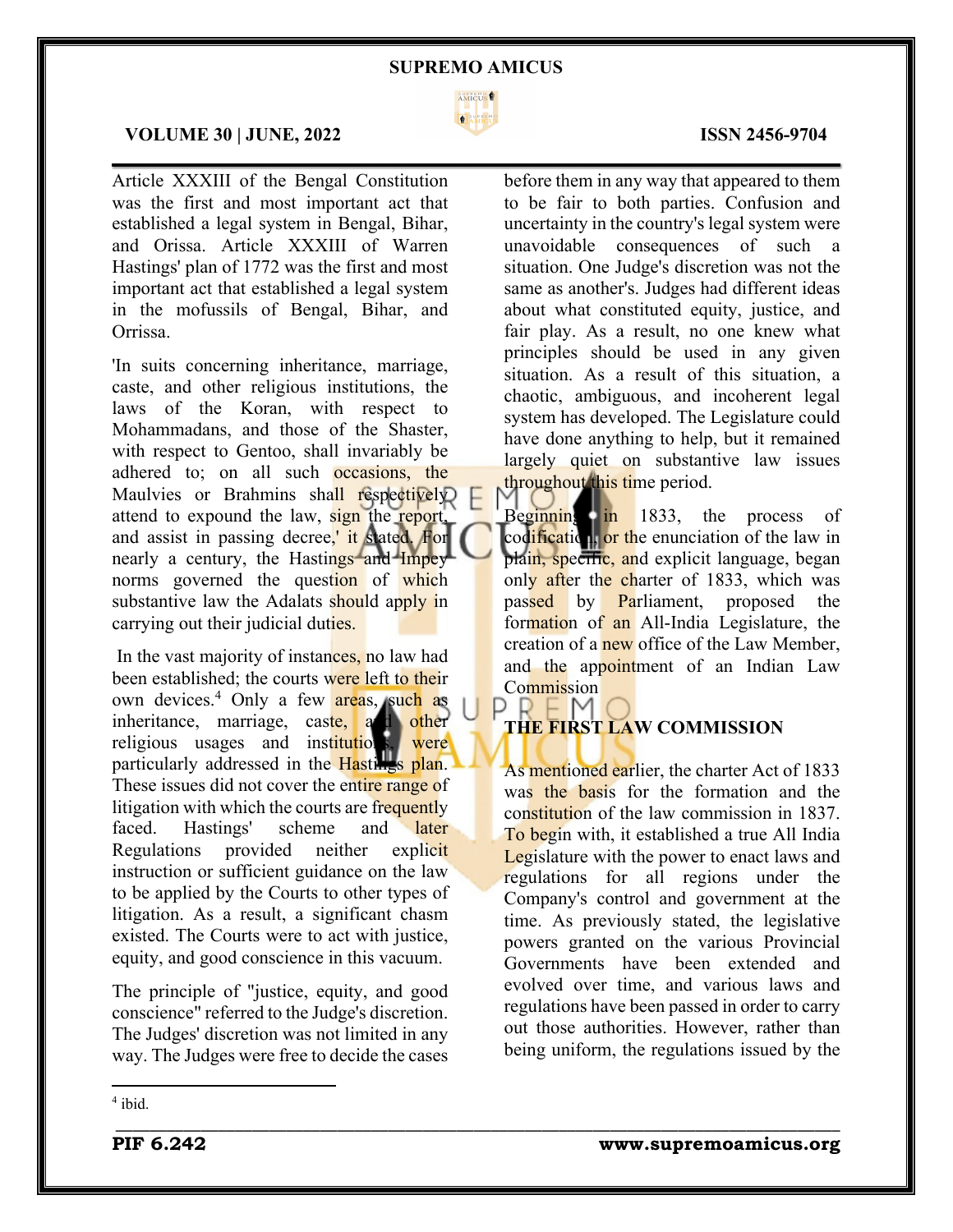Article XXXIII of the Bengal Constitution was the first and most important act that established a legal system in Bengal, Bihar, and Orissa. Article XXXIII of Warren Hastings' plan of 1772 was the first and most important act that established a legal system in the mofussils of Bengal, Bihar, and Orrissa.

'In suits concerning inheritance, marriage, caste, and other religious institutions, the laws of the Koran, with respect to Mohammadans, and those of the Shaster, with respect to Gentoo, shall invariably be adhered to; on all such occasions, the Maulvies or Brahmins shall respectively attend to expound the law, sign the report, and assist in passing decree,' it stated. For nearly a century, the Hastings and Impey norms governed the question of which substantive law the Adalats should apply in carrying out their judicial duties.

In the vast majority of instances, no law had been established; the courts were left to their own devices.[4] Only a few areas, such as inheritance, marriage, caste, and other religious usages and institutions, were particularly addressed in the Hastings plan. These issues did not cover the entire range of litigation with which the courts are frequently faced. Hastings' scheme and later Regulations provided neither explicit instruction or sufficient guidance on the law to be applied by the Courts to other types of litigation. As a result, a significant chasm existed. The Courts were to act with justice, equity, and good conscience in this vacuum.

The principle of "justice, equity, and good conscience" referred to the Judge's discretion. The Judges' discretion was not limited in any way. The Judges were free to decide the cases before them in any way that appeared to them to be fair to both parties. Confusion and uncertainty in the country's legal system were unavoidable consequences of such a situation. One Judge's discretion was not the same as another's. Judges had different ideas about what constituted equity, justice, and fair play. As a result, no one knew what principles should be used in any given situation. As a result of this situation, a chaotic, ambiguous, and incoherent legal system has developed. The Legislature could have done anything to help, but it remained largely quiet on substantive law issues throughout this time period.

Beginning in 1833, the process of codification, or the enunciation of the law in plain, specific, and explicit language, began only after the charter of 1833, which was passed by Parliament, proposed the formation of an All-India Legislature, the creation of a new office of the Law Member, and the appointment of an Indian Law Commission

## THE FIRST LAW COMMISSION

As mentioned earlier, the charter Act of 1833 was the basis for the formation and the constitution of the law commission in 1837. To begin with, it established a true All India Legislature with the power to enact laws and regulations for all regions under the Company's control and government at the time. As previously stated, the legislative powers granted on the various Provincial Governments have been extended and evolved over time, and various laws and regulations have been passed in order to carry out those authorities. However, rather than being uniform, the regulations issued by the

[4] ibid.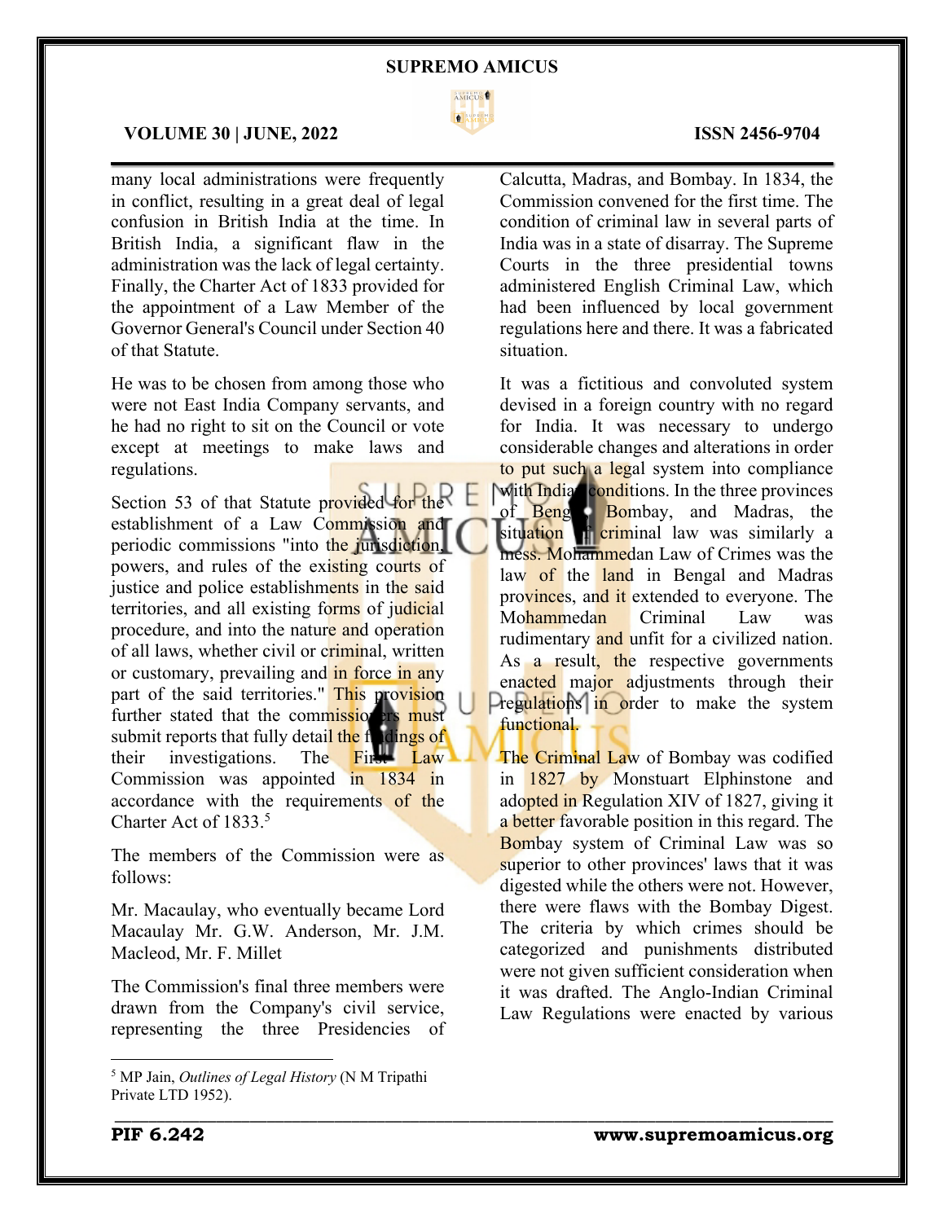many local administrations were frequently in conflict, resulting in a great deal of legal confusion in British India at the time. In British India, a significant flaw in the administration was the lack of legal certainty. Finally, the Charter Act of 1833 provided for the appointment of a Law Member of the Governor General's Council under Section 40 of that Statute.

He was to be chosen from among those who were not East India Company servants, and he had no right to sit on the Council or vote except at meetings to make laws and regulations.

Section 53 of that Statute provided for the establishment of a Law Commission and periodic commissions "into the jurisdiction, powers, and rules of the existing courts of justice and police establishments in the said territories, and all existing forms of judicial procedure, and into the nature and operation of all laws, whether civil or criminal, written or customary, prevailing and in force in any part of the said territories." This provision further stated that the commissioners must submit reports that fully detail the findings of their investigations. The First Law Commission was appointed in 1834 in accordance with the requirements of the Charter Act of 1833.[5]

The members of the Commission were as follows:

Mr. Macaulay, who eventually became Lord Macaulay Mr. G.W. Anderson, Mr. J.M. Macleod, Mr. F. Millet

The Commission's final three members were drawn from the Company's civil service, representing the three Presidencies of Calcutta, Madras, and Bombay. In 1834, the Commission convened for the first time. The condition of criminal law in several parts of India was in a state of disarray. The Supreme Courts in the three presidential towns administered English Criminal Law, which had been influenced by local government regulations here and there. It was a fabricated situation.

It was a fictitious and convoluted system devised in a foreign country with no regard for India. It was necessary to undergo considerable changes and alterations in order to put such a legal system into compliance with Indian conditions. In the three provinces of Bengal, Bombay, and Madras, the situation in criminal law was similarly a mess. Mohammedan Law of Crimes was the law of the land in Bengal and Madras provinces, and it extended to everyone. The Mohammedan Criminal Law was rudimentary and unfit for a civilized nation. As a result, the respective governments enacted major adjustments through their regulations in order to make the system functional.

The Criminal Law of Bombay was codified in 1827 by Monstuart Elphinstone and adopted in Regulation XIV of 1827, giving it a better favorable position in this regard. The Bombay system of Criminal Law was so superior to other provinces' laws that it was digested while the others were not. However, there were flaws with the Bombay Digest. The criteria by which crimes should be categorized and punishments distributed were not given sufficient consideration when it was drafted. The Anglo-Indian Criminal Law Regulations were enacted by various

---

[5] MP Jain, *Outlines of Legal History* (N M Tripathi Private LTD 1952).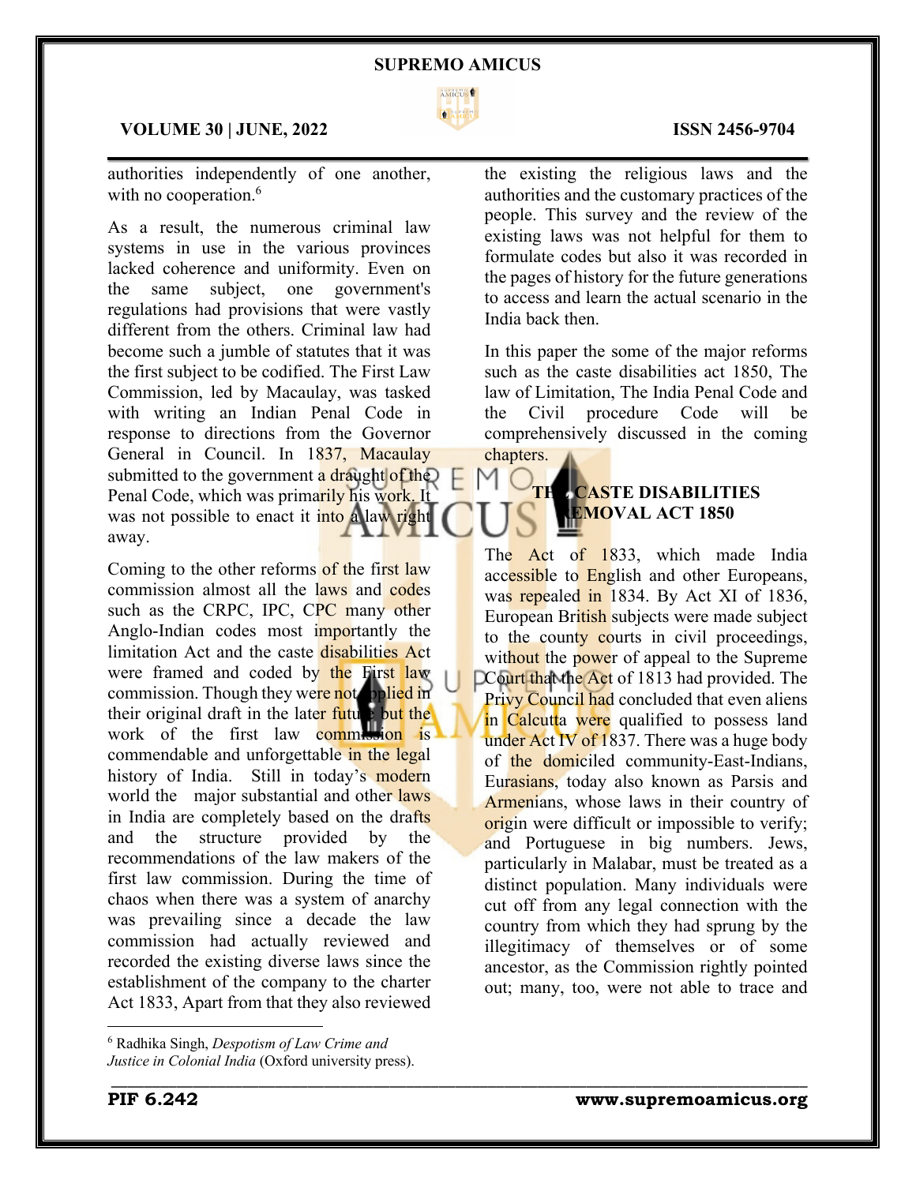authorities independently of one another, with no cooperation.[6]

As a result, the numerous criminal law systems in use in the various provinces lacked coherence and uniformity. Even on the same subject, one government's regulations had provisions that were vastly different from the others. Criminal law had become such a jumble of statutes that it was the first subject to be codified. The First Law Commission, led by Macaulay, was tasked with writing an Indian Penal Code in response to directions from the Governor General in Council. In 1837, Macaulay submitted to the government a draught of the Penal Code, which was primarily his work. It was not possible to enact it into a law right away.

Coming to the other reforms of the first law commission almost all the laws and codes such as the CRPC, IPC, CPC many other Anglo-Indian codes most importantly the limitation Act and the caste disabilities Act were framed and coded by the First law commission. Though they were not applied in their original draft in the later future but the work of the first law commission is commendable and unforgettable in the legal history of India. Still in today's modern world the major substantial and other laws in India are completely based on the drafts and the structure provided by the recommendations of the law makers of the first law commission. During the time of chaos when there was a system of anarchy was prevailing since a decade the law commission had actually reviewed and recorded the existing diverse laws since the establishment of the company to the charter Act 1833, Apart from that they also reviewed the existing the religious laws and the authorities and the customary practices of the people. This survey and the review of the existing laws was not helpful for them to formulate codes but also it was recorded in the pages of history for the future generations to access and learn the actual scenario in the India back then.

In this paper the some of the major reforms such as the caste disabilities act 1850, The law of Limitation, The India Penal Code and the Civil procedure Code will be comprehensively discussed in the coming chapters.

## THE CASTE DISABILITIES REMOVAL ACT 1850

The Act of 1833, which made India accessible to English and other Europeans, was repealed in 1834. By Act XI of 1836, European British subjects were made subject to the county courts in civil proceedings, without the power of appeal to the Supreme Court that the Act of 1813 had provided. The Privy Council had concluded that even aliens in Calcutta were qualified to possess land under Act IV of 1837. There was a huge body of the domiciled community-East-Indians, Eurasians, today also known as Parsis and Armenians, whose laws in their country of origin were difficult or impossible to verify; and Portuguese in big numbers. Jews, particularly in Malabar, must be treated as a distinct population. Many individuals were cut off from any legal connection with the country from which they had sprung by the illegitimacy of themselves or of some ancestor, as the Commission rightly pointed out; many, too, were not able to trace and

[6] Radhika Singh, *Despotism of Law Crime and Justice in Colonial India* (Oxford university press).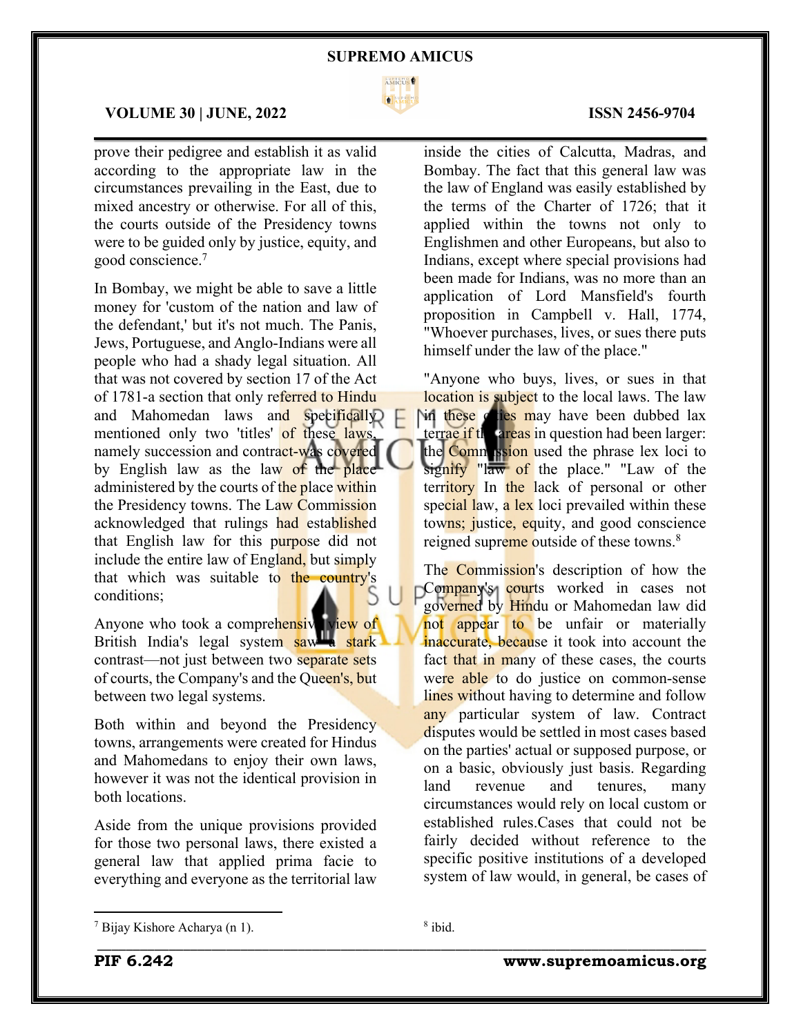prove their pedigree and establish it as valid according to the appropriate law in the circumstances prevailing in the East, due to mixed ancestry or otherwise. For all of this, the courts outside of the Presidency towns were to be guided only by justice, equity, and good conscience.[7]

In Bombay, we might be able to save a little money for 'custom of the nation and law of the defendant,' but it's not much. The Panis, Jews, Portuguese, and Anglo-Indians were all people who had a shady legal situation. All that was not covered by section 17 of the Act of 1781-a section that only referred to Hindu and Mahomedan laws and specifically mentioned only two 'titles' of these laws, namely succession and contract-was covered by English law as the law of the place administered by the courts of the place within the Presidency towns. The Law Commission acknowledged that rulings had established that English law for this purpose did not include the entire law of England, but simply that which was suitable to the country's conditions;

Anyone who took a comprehensive view of British India's legal system saw a stark contrast—not just between two separate sets of courts, the Company's and the Queen's, but between two legal systems.

Both within and beyond the Presidency towns, arrangements were created for Hindus and Mahomedans to enjoy their own laws, however it was not the identical provision in both locations.

Aside from the unique provisions provided for those two personal laws, there existed a general law that applied prima facie to everything and everyone as the territorial law inside the cities of Calcutta, Madras, and Bombay. The fact that this general law was the law of England was easily established by the terms of the Charter of 1726; that it applied within the towns not only to Englishmen and other Europeans, but also to Indians, except where special provisions had been made for Indians, was no more than an application of Lord Mansfield's fourth proposition in Campbell v. Hall, 1774, "Whoever purchases, lives, or sues there puts himself under the law of the place."

"Anyone who buys, lives, or sues in that location is subject to the local laws. The law in these cities may have been dubbed lax terrae if the areas in question had been larger: the Commission used the phrase lex loci to signify "law of the place." "Law of the territory In the lack of personal or other special law, a lex loci prevailed within these towns; justice, equity, and good conscience reigned supreme outside of these towns.[8]

The Commission's description of how the Company's courts worked in cases not governed by Hindu or Mahomedan law did not appear to be unfair or materially inaccurate, because it took into account the fact that in many of these cases, the courts were able to do justice on common-sense lines without having to determine and follow any particular system of law. Contract disputes would be settled in most cases based on the parties' actual or supposed purpose, or on a basic, obviously just basis. Regarding land revenue and tenures, many circumstances would rely on local custom or established rules.Cases that could not be fairly decided without reference to the specific positive institutions of a developed system of law would, in general, be cases of

---

[7] Bijay Kishore Acharya (n 1).

[8] ibid.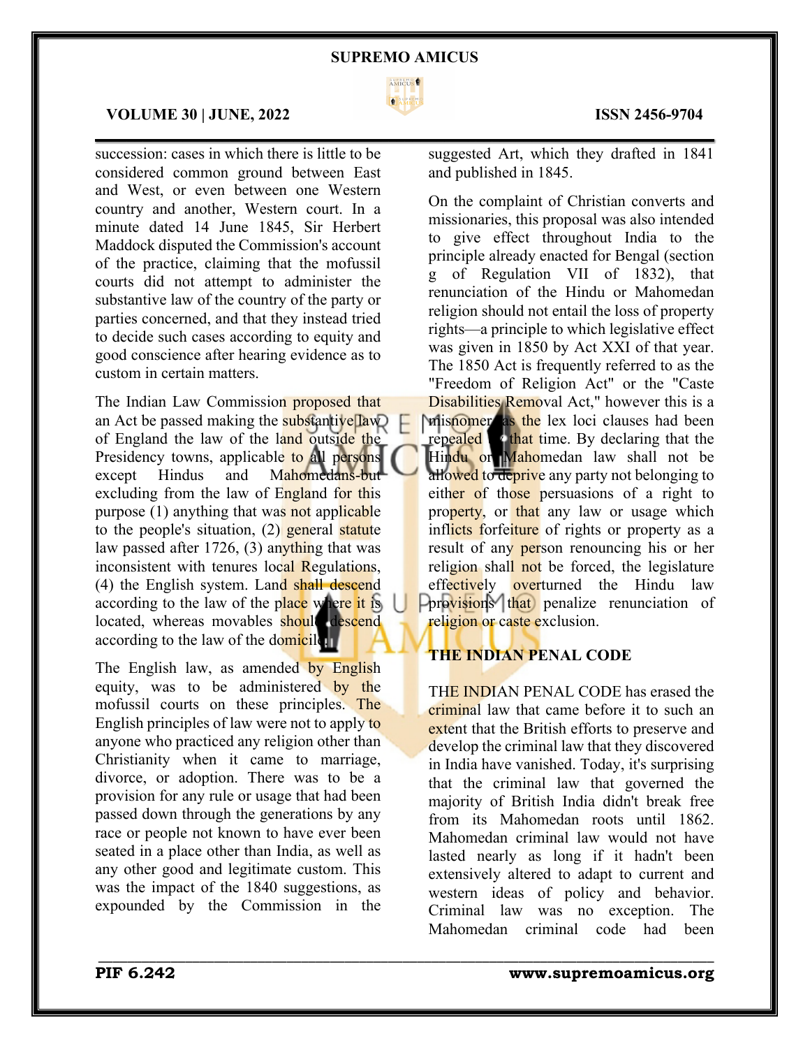succession: cases in which there is little to be considered common ground between East and West, or even between one Western country and another, Western court. In a minute dated 14 June 1845, Sir Herbert Maddock disputed the Commission's account of the practice, claiming that the mofussil courts did not attempt to administer the substantive law of the country of the party or parties concerned, and that they instead tried to decide such cases according to equity and good conscience after hearing evidence as to custom in certain matters.

The Indian Law Commission proposed that an Act be passed making the substantive law of England the law of the land outside the Presidency towns, applicable to all persons except Hindus and Mahomedans-but excluding from the law of England for this purpose (1) anything that was not applicable to the people's situation, (2) general statute law passed after 1726, (3) anything that was inconsistent with tenures local Regulations, (4) the English system. Land shall descend according to the law of the place where it is located, whereas movables should descend according to the law of the domicile.

The English law, as amended by English equity, was to be administered by the mofussil courts on these principles. The English principles of law were not to apply to anyone who practiced any religion other than Christianity when it came to marriage, divorce, or adoption. There was to be a provision for any rule or usage that had been passed down through the generations by any race or people not known to have ever been seated in a place other than India, as well as any other good and legitimate custom. This was the impact of the 1840 suggestions, as expounded by the Commission in the suggested Art, which they drafted in 1841 and published in 1845.

On the complaint of Christian converts and missionaries, this proposal was also intended to give effect throughout India to the principle already enacted for Bengal (section g of Regulation VII of 1832), that renunciation of the Hindu or Mahomedan religion should not entail the loss of property rights—a principle to which legislative effect was given in 1850 by Act XXI of that year. The 1850 Act is frequently referred to as the "Freedom of Religion Act" or the "Caste Disabilities Removal Act," however this is a misnomer as the lex loci clauses had been repealed by that time. By declaring that the Hindu or Mahomedan law shall not be allowed to deprive any party not belonging to either of those persuasions of a right to property, or that any law or usage which inflicts forfeiture of rights or property as a result of any person renouncing his or her religion shall not be forced, the legislature effectively overturned the Hindu law provisions that penalize renunciation of religion or caste exclusion.

## THE INDIAN PENAL CODE

THE INDIAN PENAL CODE has erased the criminal law that came before it to such an extent that the British efforts to preserve and develop the criminal law that they discovered in India have vanished. Today, it's surprising that the criminal law that governed the majority of British India didn't break free from its Mahomedan roots until 1862. Mahomedan criminal law would not have lasted nearly as long if it hadn't been extensively altered to adapt to current and western ideas of policy and behavior. Criminal law was no exception. The Mahomedan criminal code had been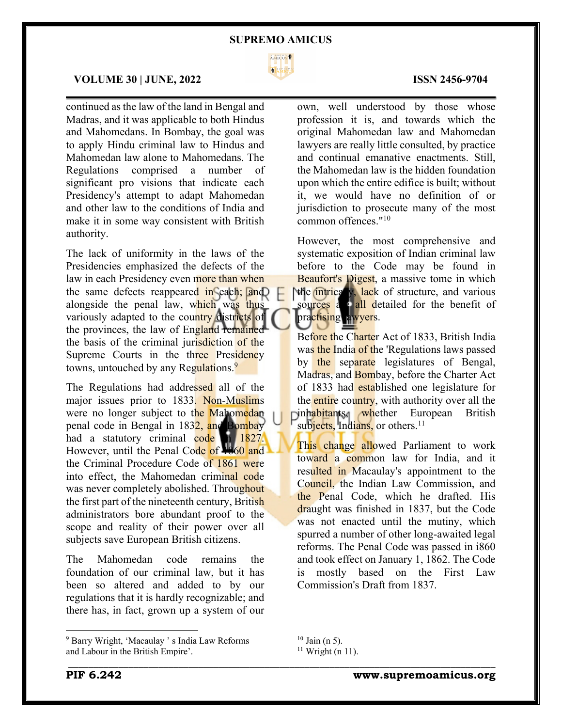continued as the law of the land in Bengal and Madras, and it was applicable to both Hindus and Mahomedans. In Bombay, the goal was to apply Hindu criminal law to Hindus and Mahomedan law alone to Mahomedans. The Regulations comprised a number of significant pro visions that indicate each Presidency's attempt to adapt Mahomedan and other law to the conditions of India and make it in some way consistent with British authority.

The lack of uniformity in the laws of the Presidencies emphasized the defects of the law in each Presidency even more than when the same defects reappeared in each; and alongside the penal law, which was thus variously adapted to the country districts of the provinces, the law of England remained the basis of the criminal jurisdiction of the Supreme Courts in the three Presidency towns, untouched by any Regulations.[9]

The Regulations had addressed all of the major issues prior to 1833. Non-Muslims were no longer subject to the Mahomedan penal code in Bengal in 1832, and Bombay had a statutory criminal code in 1827. However, until the Penal Code of 1860 and the Criminal Procedure Code of 1861 were into effect, the Mahomedan criminal code was never completely abolished. Throughout the first part of the nineteenth century, British administrators bore abundant proof to the scope and reality of their power over all subjects save European British citizens.

The Mahomedan code remains the foundation of our criminal law, but it has been so altered and added to by our regulations that it is hardly recognizable; and there has, in fact, grown up a system of our own, well understood by those whose profession it is, and towards which the original Mahomedan law and Mahomedan lawyers are really little consulted, by practice and continual emanative enactments. Still, the Mahomedan law is the hidden foundation upon which the entire edifice is built; without it, we would have no definition of or jurisdiction to prosecute many of the most common offences."[10]

However, the most comprehensive and systematic exposition of Indian criminal law before to the Code may be found in Beaufort's Digest, a massive tome in which the intricacy, lack of structure, and various sources are all detailed for the benefit of practising lawyers.

Before the Charter Act of 1833, British India was the India of the 'Regulations laws passed by the separate legislatures of Bengal, Madras, and Bombay, before the Charter Act of 1833 had established one legislature for the entire country, with authority over all the inhabitants, whether European British subjects, Indians, or others.[11]

This change allowed Parliament to work toward a common law for India, and it resulted in Macaulay's appointment to the Council, the Indian Law Commission, and the Penal Code, which he drafted. His draught was finished in 1837, but the Code was not enacted until the mutiny, which spurred a number of other long-awaited legal reforms. The Penal Code was passed in i860 and took effect on January 1, 1862. The Code is mostly based on the First Law Commission's Draft from 1837.

---

[9] Barry Wright, 'Macaulay ' s India Law Reforms and Labour in the British Empire'.

[10] Jain (n 5).

[11] Wright (n 11).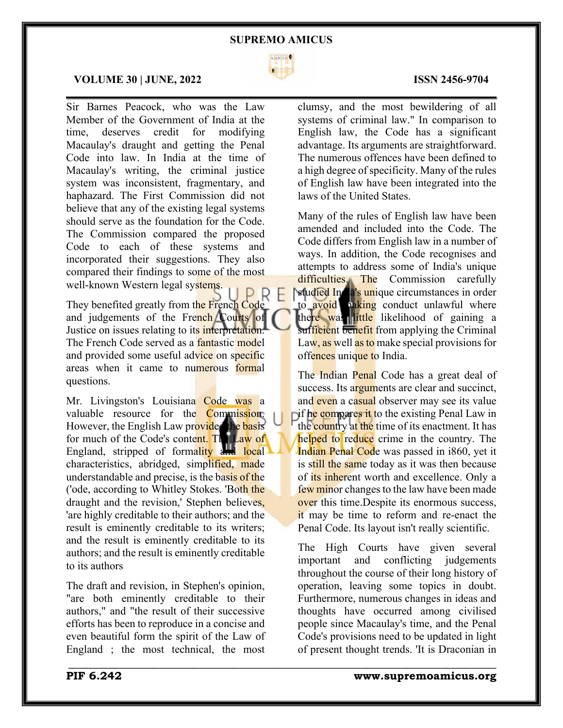Sir Barnes Peacock, who was the Law Member of the Government of India at the time, deserves credit for modifying Macaulay's draught and getting the Penal Code into law. In India at the time of Macaulay's writing, the criminal justice system was inconsistent, fragmentary, and haphazard. The First Commission did not believe that any of the existing legal systems should serve as the foundation for the Code. The Commission compared the proposed Code to each of these systems and incorporated their suggestions. They also compared their findings to some of the most well-known Western legal systems.

They benefited greatly from the French Code and judgements of the French Courts of Justice on issues relating to its interpretation. The French Code served as a fantastic model and provided some useful advice on specific areas when it came to numerous formal questions.

Mr. Livingston's Louisiana Code was a valuable resource for the Commission. However, the English Law provided the basis for much of the Code's content. The Law of England, stripped of formality and local characteristics, abridged, simplified, made understandable and precise, is the basis of the ('ode, according to Whitley Stokes. 'Both the draught and the revision,' Stephen believes, 'are highly creditable to their authors; and the result is eminently creditable to its writers; and the result is eminently creditable to its authors; and the result is eminently creditable to its authors

The draft and revision, in Stephen's opinion, "are both eminently creditable to their authors," and "the result of their successive efforts has been to reproduce in a concise and even beautiful form the spirit of the Law of England ; the most technical, the most clumsy, and the most bewildering of all systems of criminal law." In comparison to English law, the Code has a significant advantage. Its arguments are straightforward. The numerous offences have been defined to a high degree of specificity. Many of the rules of English law have been integrated into the laws of the United States.

Many of the rules of English law have been amended and included into the Code. The Code differs from English law in a number of ways. In addition, the Code recognises and attempts to address some of India's unique difficulties. The Commission carefully studied India's unique circumstances in order to avoid making conduct unlawful where there was little likelihood of gaining a sufficient benefit from applying the Criminal Law, as well as to make special provisions for offences unique to India.

The Indian Penal Code has a great deal of success. Its arguments are clear and succinct, and even a casual observer may see its value if he compares it to the existing Penal Law in the country at the time of its enactment. It has helped to reduce crime in the country. The Indian Penal Code was passed in i860, yet it is still the same today as it was then because of its inherent worth and excellence. Only a few minor changes to the law have been made over this time.Despite its enormous success, it may be time to reform and re-enact the Penal Code. Its layout isn't really scientific.

The High Courts have given several important and conflicting judgements throughout the course of their long history of operation, leaving some topics in doubt. Furthermore, numerous changes in ideas and thoughts have occurred among civilised people since Macaulay's time, and the Penal Code's provisions need to be updated in light of present thought trends. 'It is Draconian in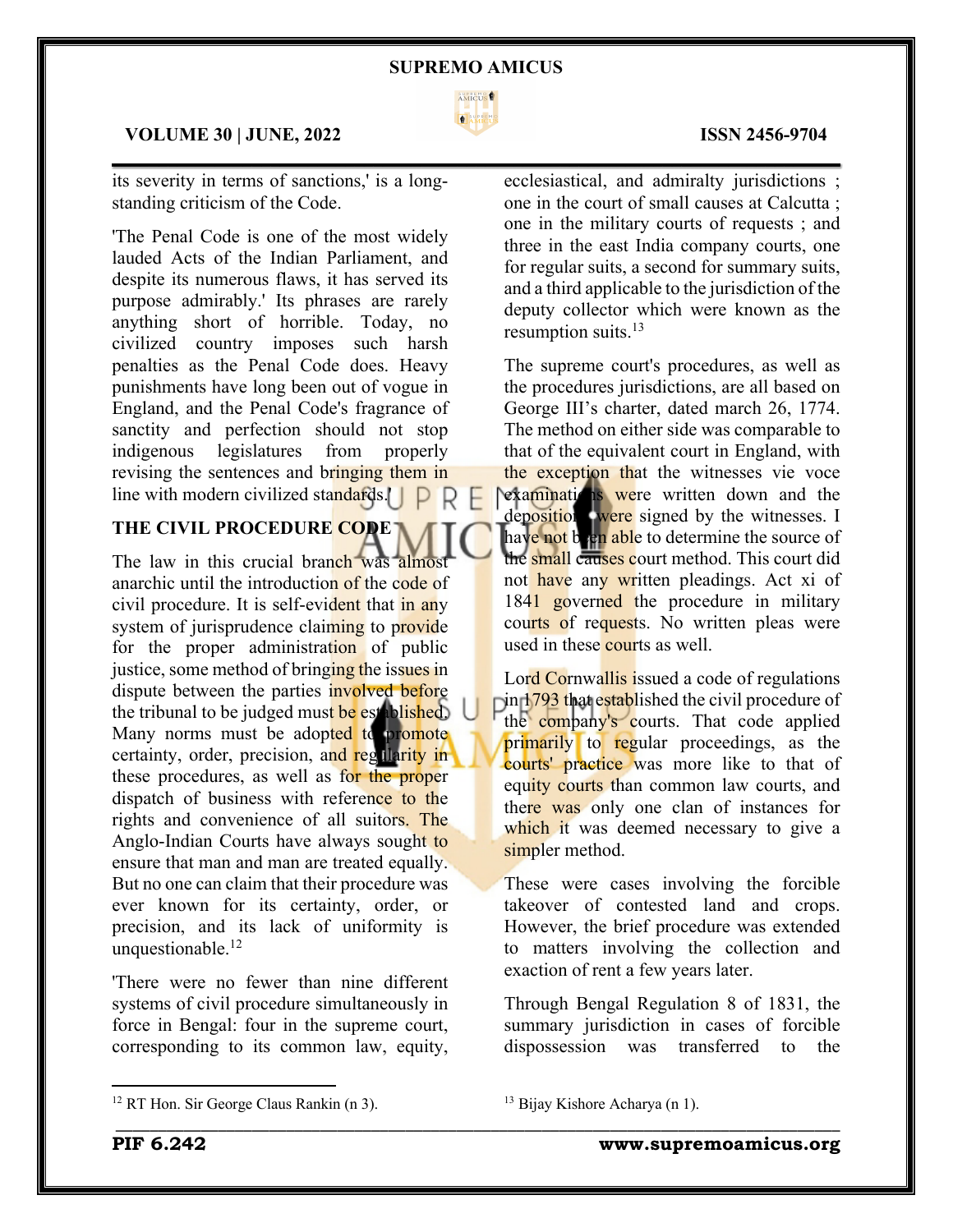its severity in terms of sanctions,' is a long-standing criticism of the Code.

'The Penal Code is one of the most widely lauded Acts of the Indian Parliament, and despite its numerous flaws, it has served its purpose admirably.' Its phrases are rarely anything short of horrible. Today, no civilized country imposes such harsh penalties as the Penal Code does. Heavy punishments have long been out of vogue in England, and the Penal Code's fragrance of sanctity and perfection should not stop indigenous legislatures from properly revising the sentences and bringing them in line with modern civilized standards.'

## THE CIVIL PROCEDURE CODE

The law in this crucial branch was almost anarchic until the introduction of the code of civil procedure. It is self-evident that in any system of jurisprudence claiming to provide for the proper administration of public justice, some method of bringing the issues in dispute between the parties involved before the tribunal to be judged must be established. Many norms must be adopted to promote certainty, order, precision, and regularity in these procedures, as well as for the proper dispatch of business with reference to the rights and convenience of all suitors. The Anglo-Indian Courts have always sought to ensure that man and man are treated equally. But no one can claim that their procedure was ever known for its certainty, order, or precision, and its lack of uniformity is unquestionable.[12]

'There were no fewer than nine different systems of civil procedure simultaneously in force in Bengal: four in the supreme court, corresponding to its common law, equity, ecclesiastical, and admiralty jurisdictions ; one in the court of small causes at Calcutta ; one in the military courts of requests ; and three in the east India company courts, one for regular suits, a second for summary suits, and a third applicable to the jurisdiction of the deputy collector which were known as the resumption suits.[13]

The supreme court's procedures, as well as the procedures jurisdictions, are all based on George III's charter, dated march 26, 1774. The method on either side was comparable to that of the equivalent court in England, with the exception that the witnesses vie voce examinations were written down and the depositions were signed by the witnesses. I have not been able to determine the source of the small causes court method. This court did not have any written pleadings. Act xi of 1841 governed the procedure in military courts of requests. No written pleas were used in these courts as well.

Lord Cornwallis issued a code of regulations in 1793 that established the civil procedure of the company's courts. That code applied primarily to regular proceedings, as the courts' practice was more like to that of equity courts than common law courts, and there was only one clan of instances for which it was deemed necessary to give a simpler method.

These were cases involving the forcible takeover of contested land and crops. However, the brief procedure was extended to matters involving the collection and exaction of rent a few years later.

Through Bengal Regulation 8 of 1831, the summary jurisdiction in cases of forcible dispossession was transferred to the

[12] RT Hon. Sir George Claus Rankin (n 3).

[13] Bijay Kishore Acharya (n 1).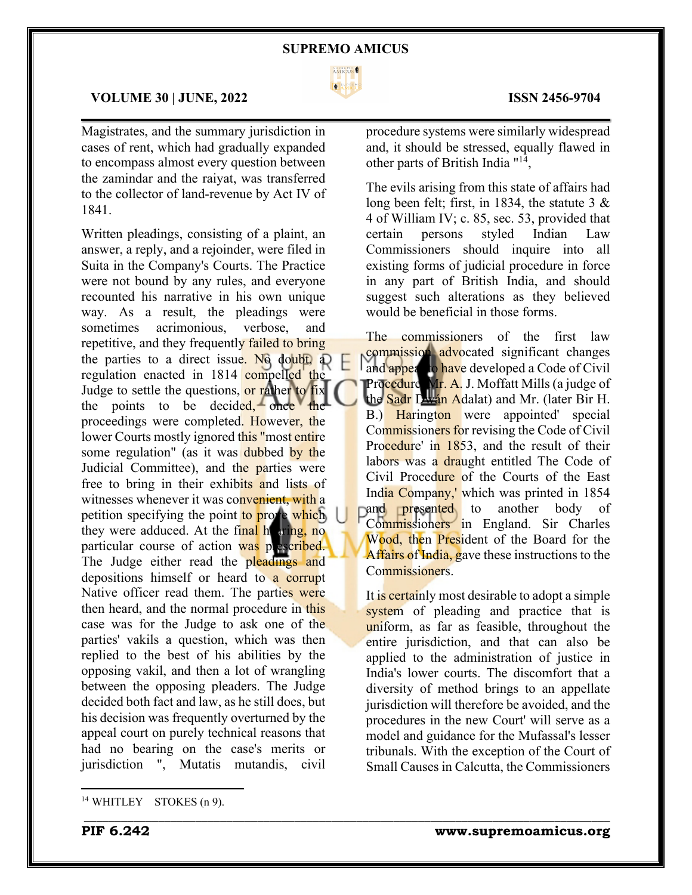Magistrates, and the summary jurisdiction in cases of rent, which had gradually expanded to encompass almost every question between the zamindar and the raiyat, was transferred to the collector of land-revenue by Act IV of 1841.

Written pleadings, consisting of a plaint, an answer, a reply, and a rejoinder, were filed in Suita in the Company's Courts. The Practice were not bound by any rules, and everyone recounted his narrative in his own unique way. As a result, the pleadings were sometimes acrimonious, verbose, and repetitive, and they frequently failed to bring the parties to a direct issue. No doubt, a regulation enacted in 1814 compelled the Judge to settle the questions, or rather to fix the points to be decided, once the proceedings were completed. However, the lower Courts mostly ignored this "most entire some regulation" (as it was dubbed by the Judicial Committee), and the parties were free to bring in their exhibits and lists of witnesses whenever it was convenient, with a petition specifying the point to prove which they were adduced. At the final hearing, no particular course of action was prescribed. The Judge either read the pleadings and depositions himself or heard to a corrupt Native officer read them. The parties were then heard, and the normal procedure in this case was for the Judge to ask one of the parties' vakils a question, which was then replied to the best of his abilities by the opposing vakil, and then a lot of wrangling between the opposing pleaders. The Judge decided both fact and law, as he still does, but his decision was frequently overturned by the appeal court on purely technical reasons that had no bearing on the case's merits or jurisdiction ", Mutatis mutandis, civil procedure systems were similarly widespread and, it should be stressed, equally flawed in other parts of British India "[14],

The evils arising from this state of affairs had long been felt; first, in 1834, the statute 3 & 4 of William IV; c. 85, sec. 53, provided that certain persons styled Indian Law Commissioners should inquire into all existing forms of judicial procedure in force in any part of British India, and should suggest such alterations as they believed would be beneficial in those forms.

The commissioners of the first law commission advocated significant changes and appear to have developed a Code of Civil Procedure. Mr. A. J. Moffatt Mills (a judge of the Sadr Dīwān Adalat) and Mr. (later Bir H. B.) Harington were appointed' special Commissioners for revising the Code of Civil Procedure' in 1853, and the result of their labors was a draught entitled The Code of Civil Procedure of the Courts of the East India Company,' which was printed in 1854 and presented to another body of Commissioners in England. Sir Charles Wood, then President of the Board for the Affairs of India, gave these instructions to the Commissioners.

It is certainly most desirable to adopt a simple system of pleading and practice that is uniform, as far as feasible, throughout the entire jurisdiction, and that can also be applied to the administration of justice in India's lower courts. The discomfort that a diversity of method brings to an appellate jurisdiction will therefore be avoided, and the procedures in the new Court' will serve as a model and guidance for the Mufassal's lesser tribunals. With the exception of the Court of Small Causes in Calcutta, the Commissioners

[14] WHITLEY STOKES (n 9).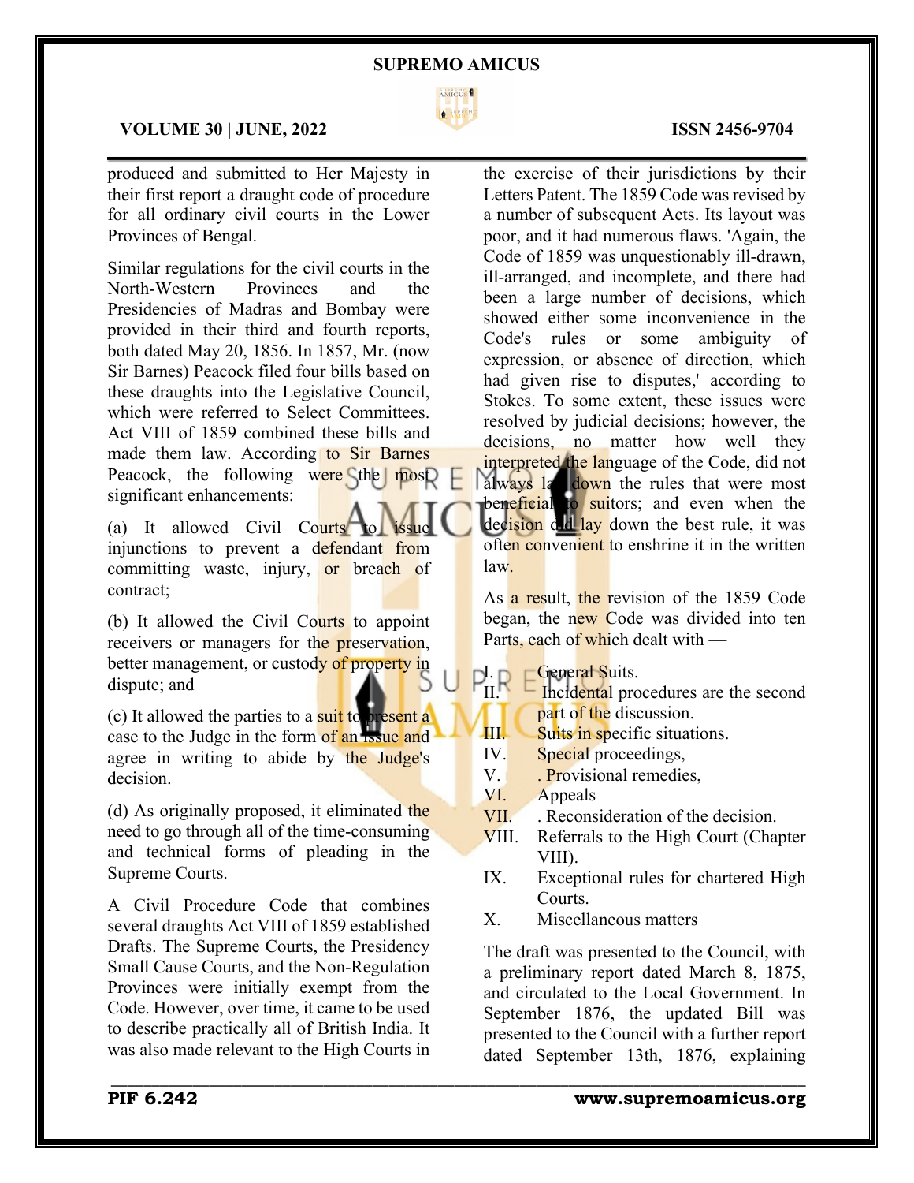produced and submitted to Her Majesty in their first report a draught code of procedure for all ordinary civil courts in the Lower Provinces of Bengal.

Similar regulations for the civil courts in the North-Western Provinces and the Presidencies of Madras and Bombay were provided in their third and fourth reports, both dated May 20, 1856. In 1857, Mr. (now Sir Barnes) Peacock filed four bills based on these draughts into the Legislative Council, which were referred to Select Committees. Act VIII of 1859 combined these bills and made them law. According to Sir Barnes Peacock, the following were the most significant enhancements:

(a) It allowed Civil Courts to issue injunctions to prevent a defendant from committing waste, injury, or breach of contract;

(b) It allowed the Civil Courts to appoint receivers or managers for the preservation, better management, or custody of property in dispute; and

(c) It allowed the parties to a suit to present a case to the Judge in the form of an issue and agree in writing to abide by the Judge's decision.

(d) As originally proposed, it eliminated the need to go through all of the time-consuming and technical forms of pleading in the Supreme Courts.

A Civil Procedure Code that combines several draughts Act VIII of 1859 established Drafts. The Supreme Courts, the Presidency Small Cause Courts, and the Non-Regulation Provinces were initially exempt from the Code. However, over time, it came to be used to describe practically all of British India. It was also made relevant to the High Courts in the exercise of their jurisdictions by their Letters Patent. The 1859 Code was revised by a number of subsequent Acts. Its layout was poor, and it had numerous flaws. 'Again, the Code of 1859 was unquestionably ill-drawn, ill-arranged, and incomplete, and there had been a large number of decisions, which showed either some inconvenience in the Code's rules or some ambiguity of expression, or absence of direction, which had given rise to disputes,' according to Stokes. To some extent, these issues were resolved by judicial decisions; however, the decisions, no matter how well they interpreted the language of the Code, did not always lay down the rules that were most beneficial to suitors; and even when the decision did lay down the best rule, it was often convenient to enshrine it in the written law.

As a result, the revision of the 1859 Code began, the new Code was divided into ten Parts, each of which dealt with —

I. General Suits.
II. Incidental procedures are the second part of the discussion.
III. Suits in specific situations.
IV. Special proceedings,
V. . Provisional remedies,
VI. Appeals
VII. . Reconsideration of the decision.
VIII. Referrals to the High Court (Chapter VIII).
IX. Exceptional rules for chartered High Courts.
X. Miscellaneous matters

The draft was presented to the Council, with a preliminary report dated March 8, 1875, and circulated to the Local Government. In September 1876, the updated Bill was presented to the Council with a further report dated September 13th, 1876, explaining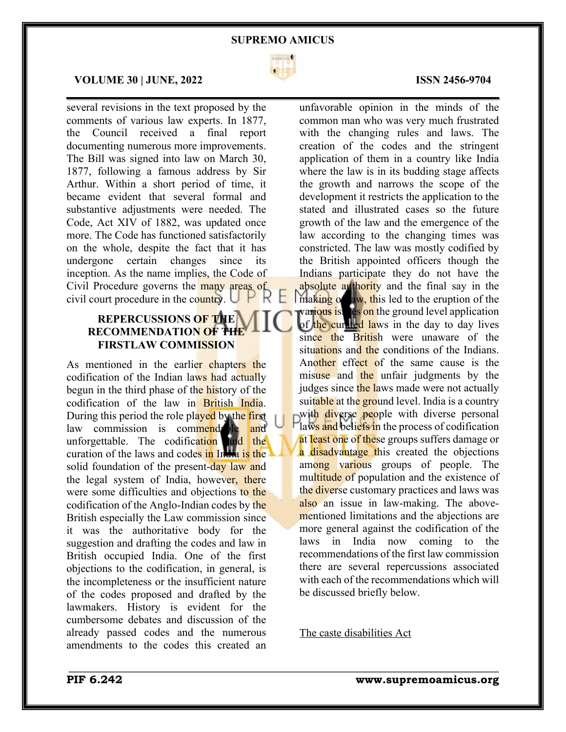several revisions in the text proposed by the comments of various law experts. In 1877, the Council received a final report documenting numerous more improvements. The Bill was signed into law on March 30, 1877, following a famous address by Sir Arthur. Within a short period of time, it became evident that several formal and substantive adjustments were needed. The Code, Act XIV of 1882, was updated once more. The Code has functioned satisfactorily on the whole, despite the fact that it has undergone certain changes since its inception. As the name implies, the Code of Civil Procedure governs the many areas of civil court procedure in the country.

## REPERCUSSIONS OF THE RECOMMENDATION OF THE FIRSTLAW COMMISSION

As mentioned in the earlier chapters the codification of the Indian laws had actually begun in the third phase of the history of the codification of the law in British India. During this period the role played by the first law commission is commendable and unforgettable. The codification and the curation of the laws and codes in India is the solid foundation of the present-day law and the legal system of India, however, there were some difficulties and objections to the codification of the Anglo-Indian codes by the British especially the Law commission since it was the authoritative body for the suggestion and drafting the codes and law in British occupied India. One of the first objections to the codification, in general, is the incompleteness or the insufficient nature of the codes proposed and drafted by the lawmakers. History is evident for the cumbersome debates and discussion of the already passed codes and the numerous amendments to the codes this created an unfavorable opinion in the minds of the common man who was very much frustrated with the changing rules and laws. The creation of the codes and the stringent application of them in a country like India where the law is in its budding stage affects the growth and narrows the scope of the development it restricts the application to the stated and illustrated cases so the future growth of the law and the emergence of the law according to the changing times was constricted. The law was mostly codified by the British appointed officers though the Indians participate they do not have the absolute authority and the final say in the making of law, this led to the eruption of the various issues on the ground level application of the curated laws in the day to day lives since the British were unaware of the situations and the conditions of the Indians. Another effect of the same cause is the misuse and the unfair judgments by the judges since the laws made were not actually suitable at the ground level. India is a country with diverse people with diverse personal laws and beliefs in the process of codification at least one of these groups suffers damage or a disadvantage this created the objections among various groups of people. The multitude of population and the existence of the diverse customary practices and laws was also an issue in law-making. The above-mentioned limitations and the abjections are more general against the codification of the laws in India now coming to the recommendations of the first law commission there are several repercussions associated with each of the recommendations which will be discussed briefly below.

The caste disabilities Act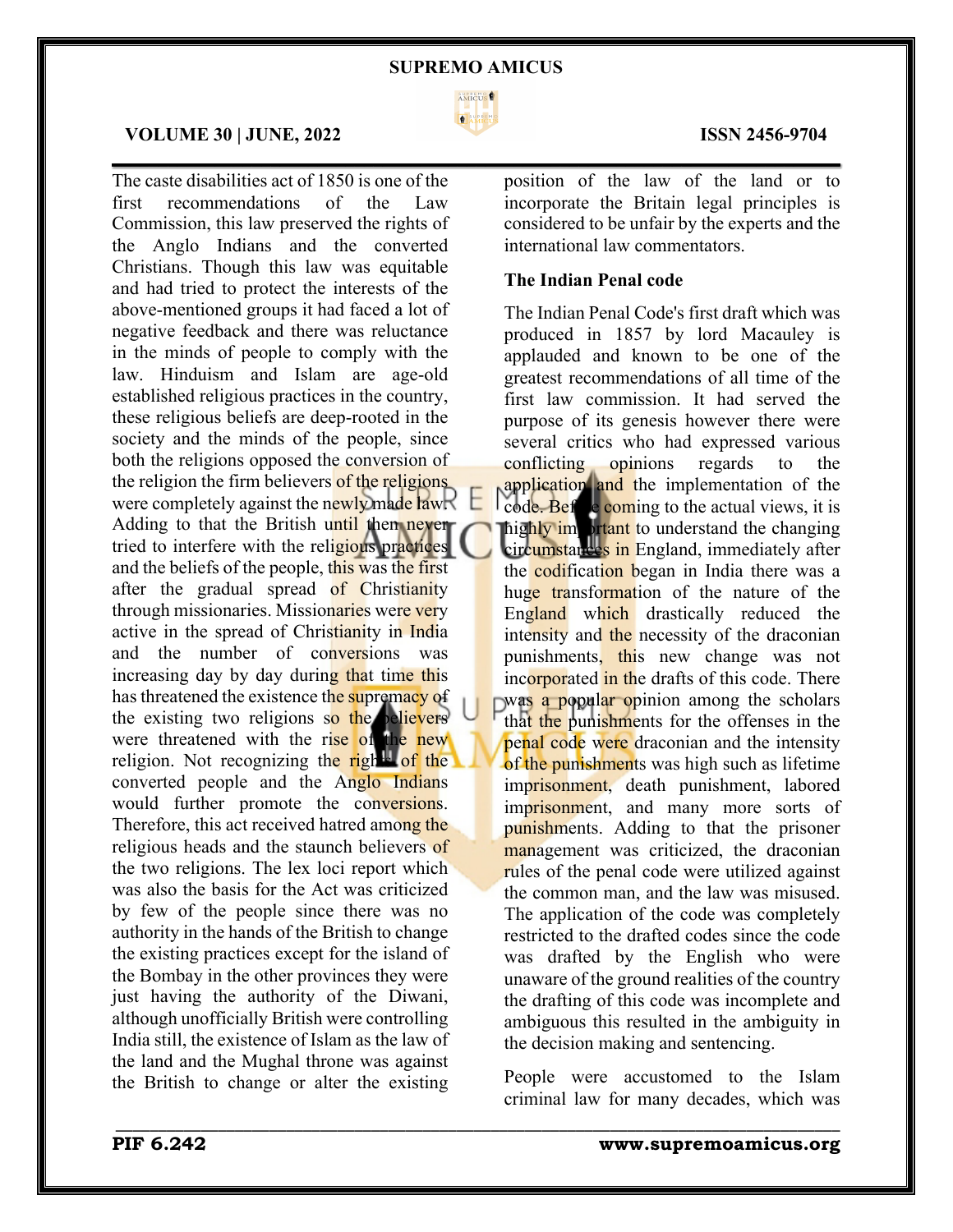The caste disabilities act of 1850 is one of the first recommendations of the Law Commission, this law preserved the rights of the Anglo Indians and the converted Christians. Though this law was equitable and had tried to protect the interests of the above-mentioned groups it had faced a lot of negative feedback and there was reluctance in the minds of people to comply with the law. Hinduism and Islam are age-old established religious practices in the country, these religious beliefs are deep-rooted in the society and the minds of the people, since both the religions opposed the conversion of the religion the firm believers of the religions were completely against the newly made law. Adding to that the British until then never tried to interfere with the religious practices and the beliefs of the people, this was the first after the gradual spread of Christianity through missionaries. Missionaries were very active in the spread of Christianity in India and the number of conversions was increasing day by day during that time this has threatened the existence the supremacy of the existing two religions so the believers were threatened with the rise of the new religion. Not recognizing the rights of the converted people and the Anglo Indians would further promote the conversions. Therefore, this act received hatred among the religious heads and the staunch believers of the two religions. The lex loci report which was also the basis for the Act was criticized by few of the people since there was no authority in the hands of the British to change the existing practices except for the island of the Bombay in the other provinces they were just having the authority of the Diwani, although unofficially British were controlling India still, the existence of Islam as the law of the land and the Mughal throne was against the British to change or alter the existing position of the law of the land or to incorporate the Britain legal principles is considered to be unfair by the experts and the international law commentators.

**The Indian Penal code**

The Indian Penal Code's first draft which was produced in 1857 by lord Macauley is applauded and known to be one of the greatest recommendations of all time of the first law commission. It had served the purpose of its genesis however there were several critics who had expressed various conflicting opinions regards to the application and the implementation of the code. Before coming to the actual views, it is highly important to understand the changing circumstances in England, immediately after the codification began in India there was a huge transformation of the nature of the England which drastically reduced the intensity and the necessity of the draconian punishments, this new change was not incorporated in the drafts of this code. There was a popular opinion among the scholars that the punishments for the offenses in the penal code were draconian and the intensity of the punishments was high such as lifetime imprisonment, death punishment, labored imprisonment, and many more sorts of punishments. Adding to that the prisoner management was criticized, the draconian rules of the penal code were utilized against the common man, and the law was misused. The application of the code was completely restricted to the drafted codes since the code was drafted by the English who were unaware of the ground realities of the country the drafting of this code was incomplete and ambiguous this resulted in the ambiguity in the decision making and sentencing.

People were accustomed to the Islam criminal law for many decades, which was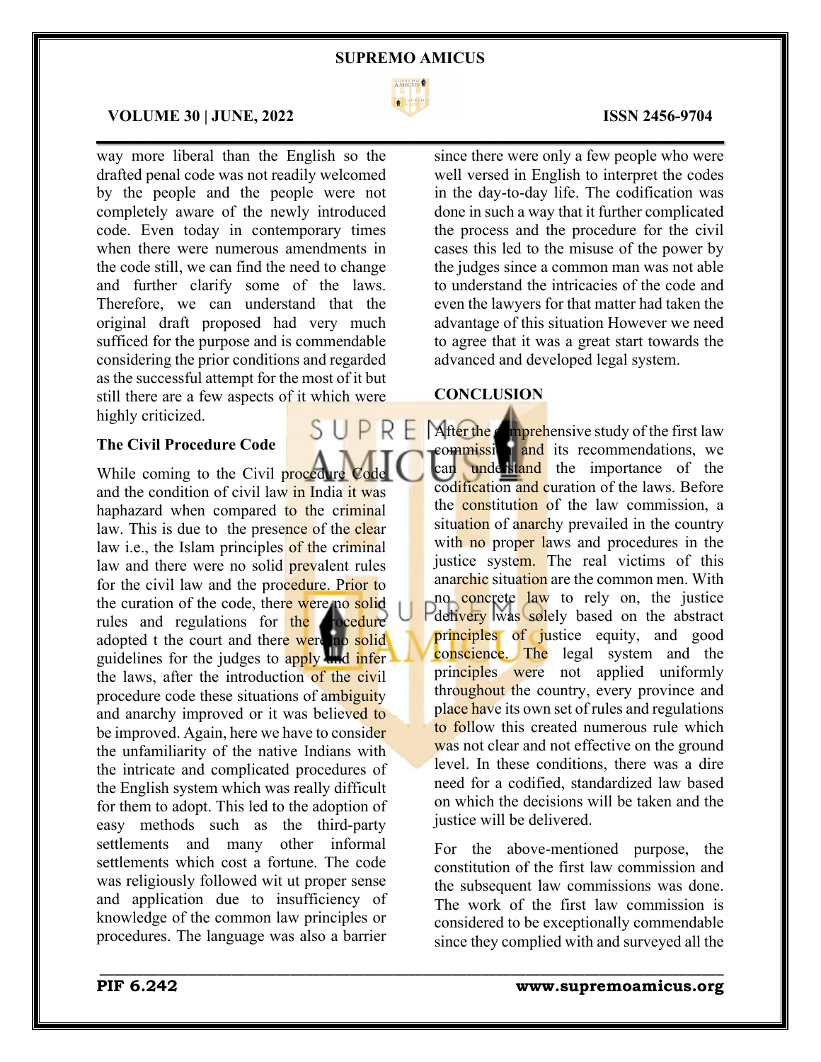way more liberal than the English so the drafted penal code was not readily welcomed by the people and the people were not completely aware of the newly introduced code. Even today in contemporary times when there were numerous amendments in the code still, we can find the need to change and further clarify some of the laws. Therefore, we can understand that the original draft proposed had very much sufficed for the purpose and is commendable considering the prior conditions and regarded as the successful attempt for the most of it but still there are a few aspects of it which were highly criticized.

### The Civil Procedure Code

While coming to the Civil procedure Code and the condition of civil law in India it was haphazard when compared to the criminal law. This is due to the presence of the clear law i.e., the Islam principles of the criminal law and there were no solid prevalent rules for the civil law and the procedure. Prior to the curation of the code, there were no solid rules and regulations for the procedure adopted t the court and there were no solid guidelines for the judges to apply and infer the laws, after the introduction of the civil procedure code these situations of ambiguity and anarchy improved or it was believed to be improved. Again, here we have to consider the unfamiliarity of the native Indians with the intricate and complicated procedures of the English system which was really difficult for them to adopt. This led to the adoption of easy methods such as the third-party settlements and many other informal settlements which cost a fortune. The code was religiously followed wit ut proper sense and application due to insufficiency of knowledge of the common law principles or procedures. The language was also a barrier since there were only a few people who were well versed in English to interpret the codes in the day-to-day life. The codification was done in such a way that it further complicated the process and the procedure for the civil cases this led to the misuse of the power by the judges since a common man was not able to understand the intricacies of the code and even the lawyers for that matter had taken the advantage of this situation However we need to agree that it was a great start towards the advanced and developed legal system.

## CONCLUSION

After the comprehensive study of the first law commission and its recommendations, we can understand the importance of the codification and curation of the laws. Before the constitution of the law commission, a situation of anarchy prevailed in the country with no proper laws and procedures in the justice system. The real victims of this anarchic situation are the common men. With no concrete law to rely on, the justice delivery was solely based on the abstract principles of justice equity, and good conscience. The legal system and the principles were not applied uniformly throughout the country, every province and place have its own set of rules and regulations to follow this created numerous rule which was not clear and not effective on the ground level. In these conditions, there was a dire need for a codified, standardized law based on which the decisions will be taken and the justice will be delivered.

For the above-mentioned purpose, the constitution of the first law commission and the subsequent law commissions was done. The work of the first law commission is considered to be exceptionally commendable since they complied with and surveyed all the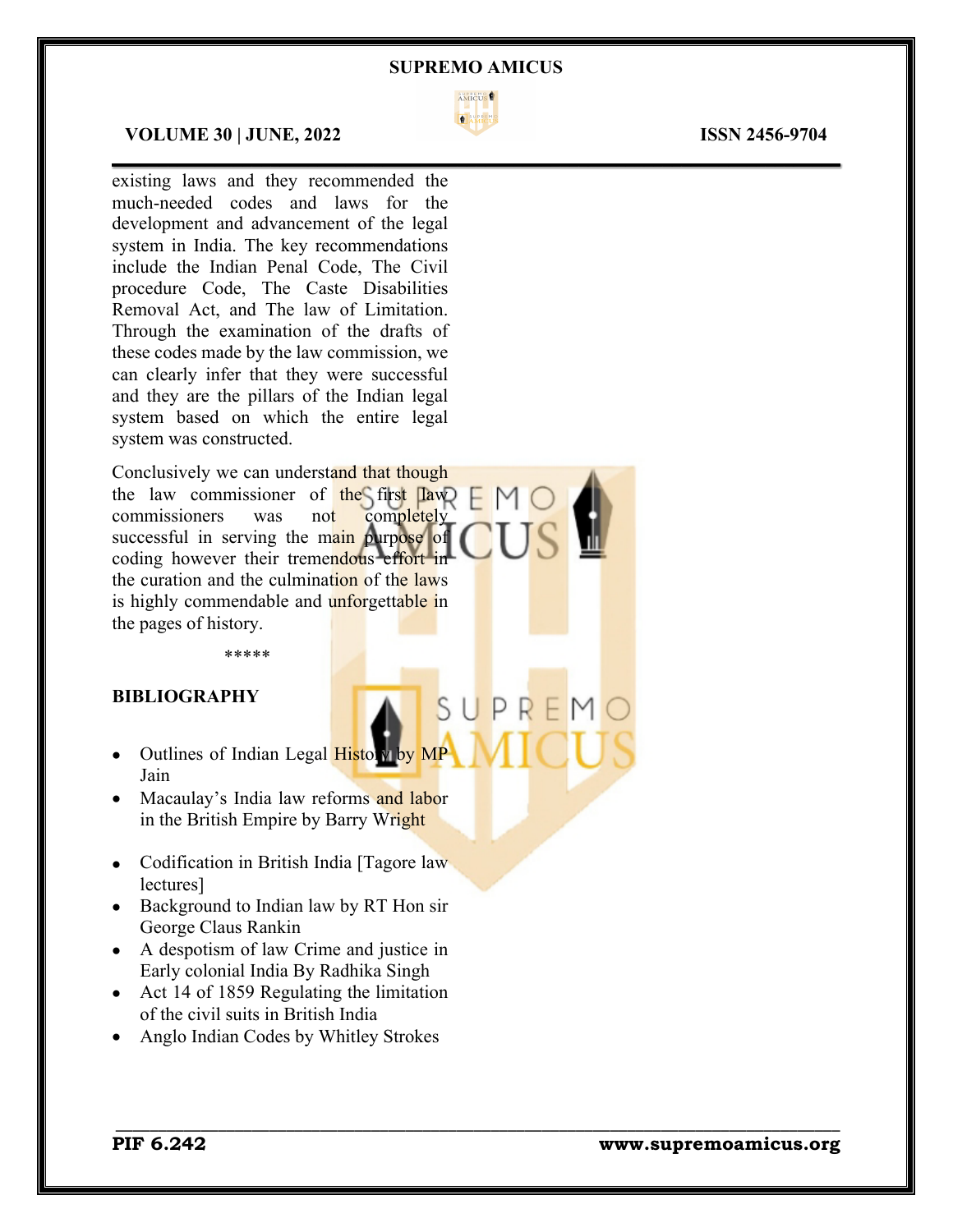existing laws and they recommended the much-needed codes and laws for the development and advancement of the legal system in India. The key recommendations include the Indian Penal Code, The Civil procedure Code, The Caste Disabilities Removal Act, and The law of Limitation. Through the examination of the drafts of these codes made by the law commission, we can clearly infer that they were successful and they are the pillars of the Indian legal system based on which the entire legal system was constructed.

Conclusively we can understand that though the law commissioner of the first law commissioners was not completely successful in serving the main purpose of coding however their tremendous effort in the curation and the culmination of the laws is highly commendable and unforgettable in the pages of history.

*****

**BIBLIOGRAPHY**

- Outlines of Indian Legal History by MP Jain
- Macaulay's India law reforms and labor in the British Empire by Barry Wright
- Codification in British India [Tagore law lectures]
- Background to Indian law by RT Hon sir George Claus Rankin
- A despotism of law Crime and justice in Early colonial India By Radhika Singh
- Act 14 of 1859 Regulating the limitation of the civil suits in British India
- Anglo Indian Codes by Whitley Strokes